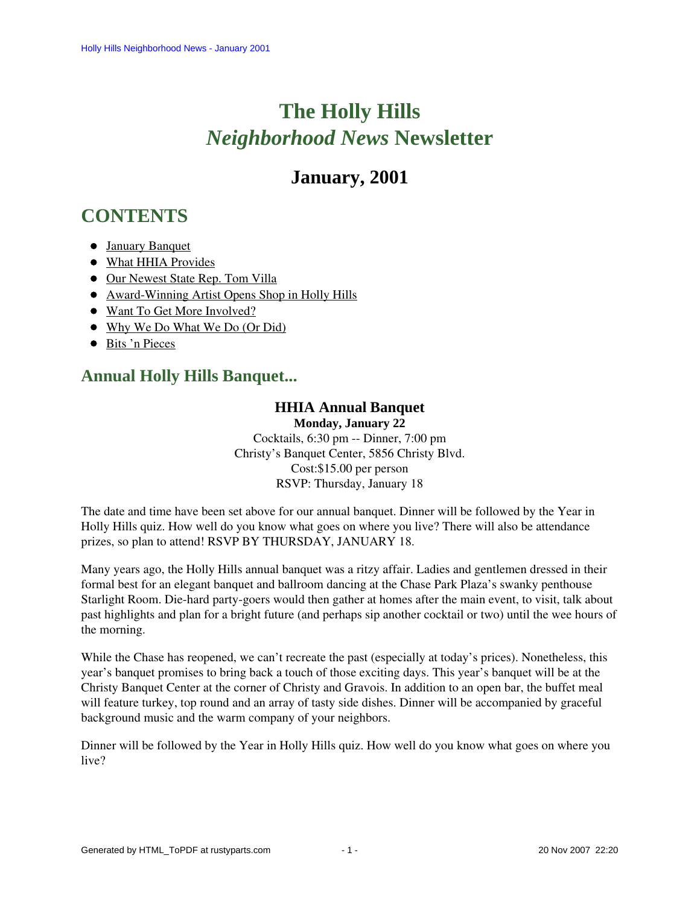# The Holly Hills *Neighborhood News* Newsletter

## January, 2001

## CONTENTS

- January Banquet
- What HHIA Provides
- Our Newest State Rep. Tom Villa
- Award-Winning Artist Opens Shop in Holly Hills
- Want To Get More Involved?
- Why We Do What We Do (Or Did)
- Bits 'n Pieces

## Annual Holly Hills Banquet...

**HHIA Annual Banquet**
**Monday, January 22**
Cocktails, 6:30 pm -- Dinner, 7:00 pm
Christy's Banquet Center, 5856 Christy Blvd.
Cost:$15.00 per person
RSVP: Thursday, January 18

The date and time have been set above for our annual banquet. Dinner will be followed by the Year in Holly Hills quiz. How well do you know what goes on where you live? There will also be attendance prizes, so plan to attend! RSVP BY THURSDAY, JANUARY 18.

Many years ago, the Holly Hills annual banquet was a ritzy affair. Ladies and gentlemen dressed in their formal best for an elegant banquet and ballroom dancing at the Chase Park Plaza's swanky penthouse Starlight Room. Die-hard party-goers would then gather at homes after the main event, to visit, talk about past highlights and plan for a bright future (and perhaps sip another cocktail or two) until the wee hours of the morning.

While the Chase has reopened, we can't recreate the past (especially at today's prices). Nonetheless, this year's banquet promises to bring back a touch of those exciting days. This year's banquet will be at the Christy Banquet Center at the corner of Christy and Gravois. In addition to an open bar, the buffet meal will feature turkey, top round and an array of tasty side dishes. Dinner will be accompanied by graceful background music and the warm company of your neighbors.

Dinner will be followed by the Year in Holly Hills quiz. How well do you know what goes on where you live?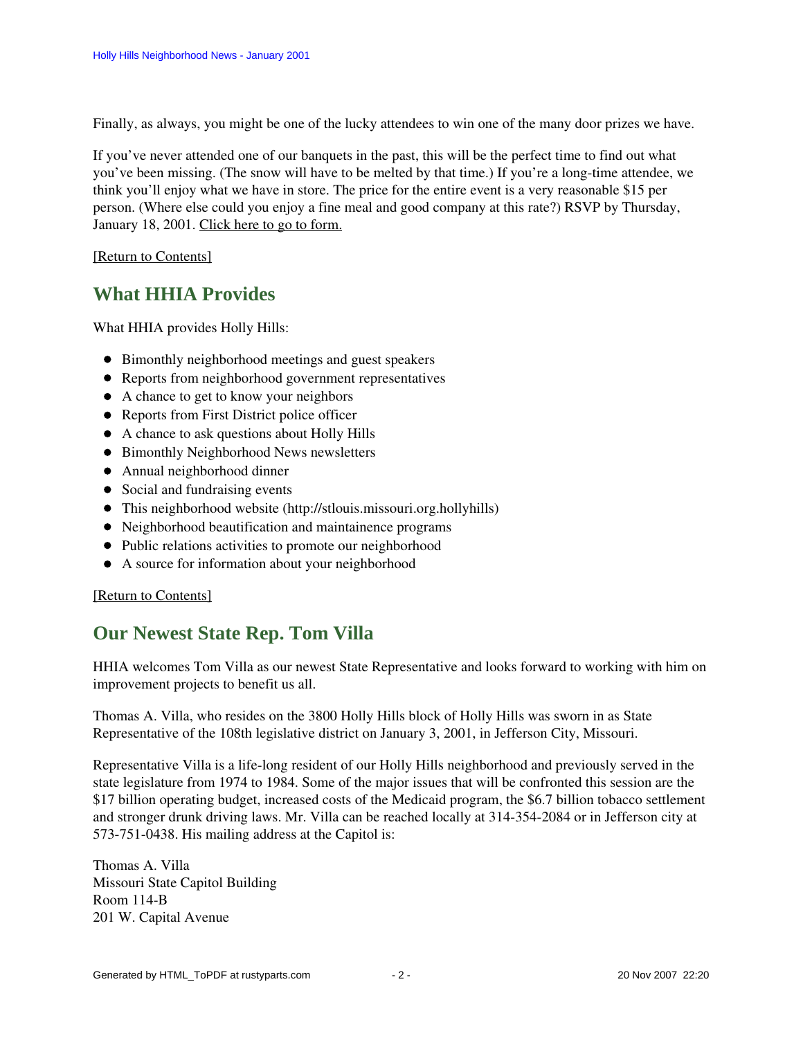Finally, as always, you might be one of the lucky attendees to win one of the many door prizes we have.

If you've never attended one of our banquets in the past, this will be the perfect time to find out what you've been missing. (The snow will have to be melted by that time.) If you're a long-time attendee, we think you'll enjoy what we have in store. The price for the entire event is a very reasonable $15 per person. (Where else could you enjoy a fine meal and good company at this rate?) RSVP by Thursday, January 18, 2001. Click here to go to form.

[Return to Contents]

## What HHIA Provides

What HHIA provides Holly Hills:

- Bimonthly neighborhood meetings and guest speakers
- Reports from neighborhood government representatives
- A chance to get to know your neighbors
- Reports from First District police officer
- A chance to ask questions about Holly Hills
- Bimonthly Neighborhood News newsletters
- Annual neighborhood dinner
- Social and fundraising events
- This neighborhood website (http://stlouis.missouri.org.hollyhills)
- Neighborhood beautification and maintainence programs
- Public relations activities to promote our neighborhood
- A source for information about your neighborhood

[Return to Contents]

## Our Newest State Rep. Tom Villa

HHIA welcomes Tom Villa as our newest State Representative and looks forward to working with him on improvement projects to benefit us all.

Thomas A. Villa, who resides on the 3800 Holly Hills block of Holly Hills was sworn in as State Representative of the 108th legislative district on January 3, 2001, in Jefferson City, Missouri.

Representative Villa is a life-long resident of our Holly Hills neighborhood and previously served in the state legislature from 1974 to 1984. Some of the major issues that will be confronted this session are the $17 billion operating budget, increased costs of the Medicaid program, the $6.7 billion tobacco settlement and stronger drunk driving laws. Mr. Villa can be reached locally at 314-354-2084 or in Jefferson city at 573-751-0438. His mailing address at the Capitol is:

Thomas A. Villa  
Missouri State Capitol Building  
Room 114-B  
201 W. Capital Avenue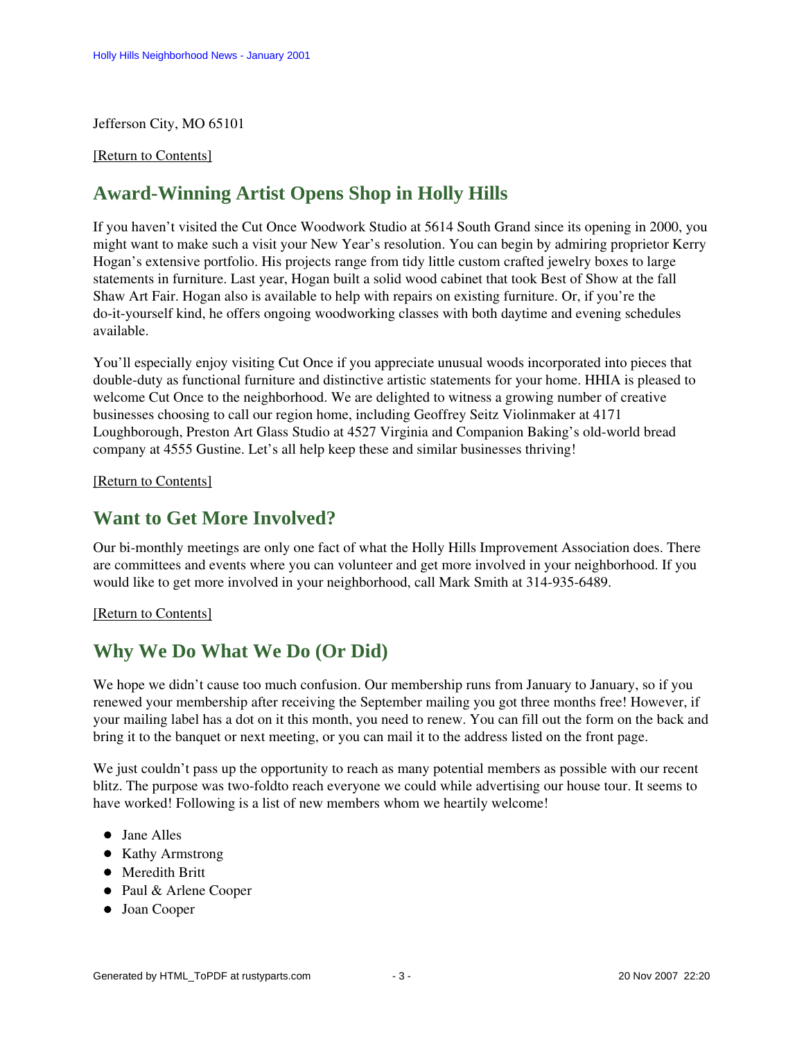Jefferson City, MO 65101

[Return to Contents]

## Award-Winning Artist Opens Shop in Holly Hills

If you haven't visited the Cut Once Woodwork Studio at 5614 South Grand since its opening in 2000, you might want to make such a visit your New Year's resolution. You can begin by admiring proprietor Kerry Hogan's extensive portfolio. His projects range from tidy little custom crafted jewelry boxes to large statements in furniture. Last year, Hogan built a solid wood cabinet that took Best of Show at the fall Shaw Art Fair. Hogan also is available to help with repairs on existing furniture. Or, if you're the do-it-yourself kind, he offers ongoing woodworking classes with both daytime and evening schedules available.

You'll especially enjoy visiting Cut Once if you appreciate unusual woods incorporated into pieces that double-duty as functional furniture and distinctive artistic statements for your home. HHIA is pleased to welcome Cut Once to the neighborhood. We are delighted to witness a growing number of creative businesses choosing to call our region home, including Geoffrey Seitz Violinmaker at 4171 Loughborough, Preston Art Glass Studio at 4527 Virginia and Companion Baking's old-world bread company at 4555 Gustine. Let's all help keep these and similar businesses thriving!

[Return to Contents]

## Want to Get More Involved?

Our bi-monthly meetings are only one fact of what the Holly Hills Improvement Association does. There are committees and events where you can volunteer and get more involved in your neighborhood. If you would like to get more involved in your neighborhood, call Mark Smith at 314-935-6489.

[Return to Contents]

## Why We Do What We Do (Or Did)

We hope we didn't cause too much confusion. Our membership runs from January to January, so if you renewed your membership after receiving the September mailing you got three months free! However, if your mailing label has a dot on it this month, you need to renew. You can fill out the form on the back and bring it to the banquet or next meeting, or you can mail it to the address listed on the front page.

We just couldn't pass up the opportunity to reach as many potential members as possible with our recent blitz. The purpose was two-foldto reach everyone we could while advertising our house tour. It seems to have worked! Following is a list of new members whom we heartily welcome!

- Jane Alles
- Kathy Armstrong
- Meredith Britt
- Paul & Arlene Cooper
- Joan Cooper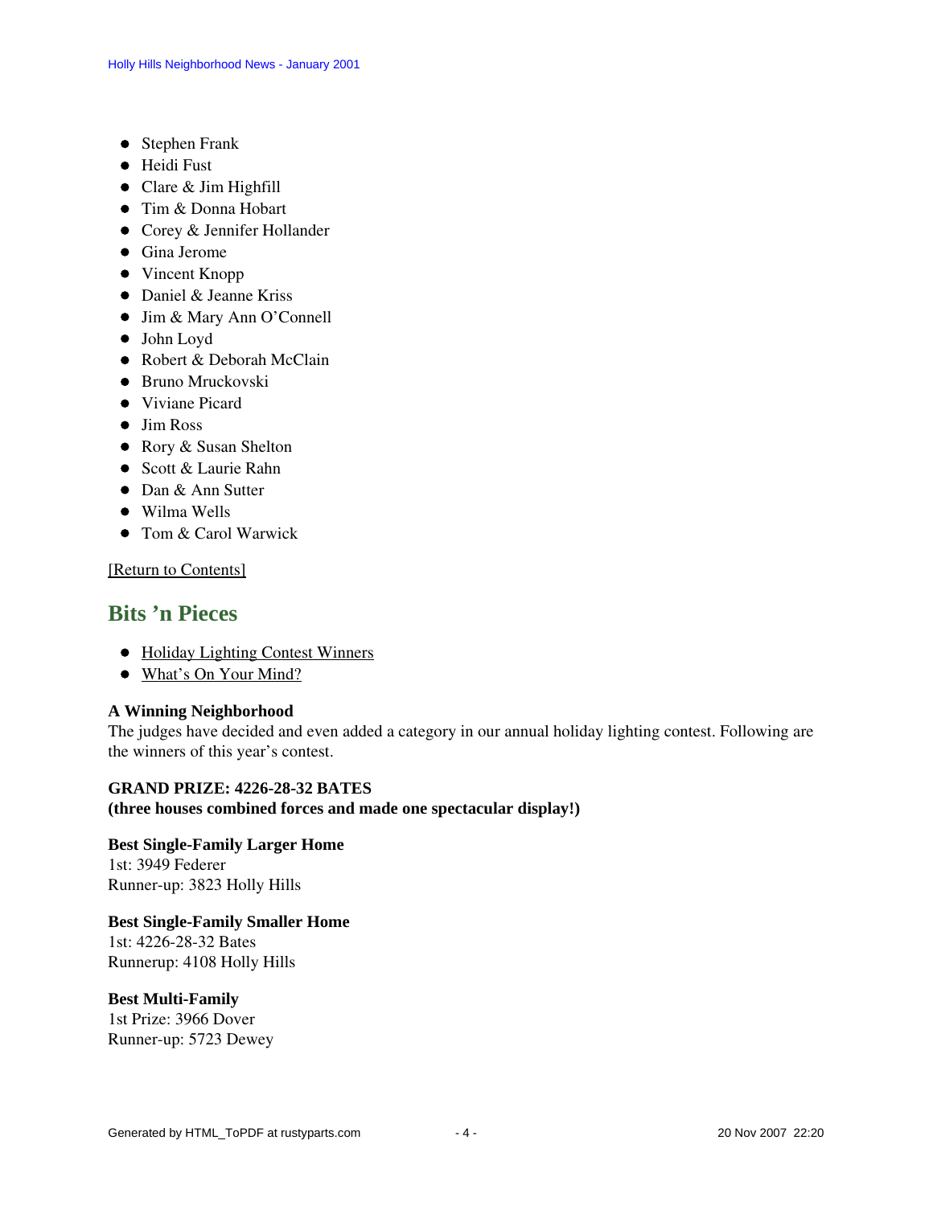- Stephen Frank
- Heidi Fust
- Clare & Jim Highfill
- Tim & Donna Hobart
- Corey & Jennifer Hollander
- Gina Jerome
- Vincent Knopp
- Daniel & Jeanne Kriss
- Jim & Mary Ann O'Connell
- John Loyd
- Robert & Deborah McClain
- Bruno Mruckovski
- Viviane Picard
- Jim Ross
- Rory & Susan Shelton
- Scott & Laurie Rahn
- Dan & Ann Sutter
- Wilma Wells
- Tom & Carol Warwick

[Return to Contents]

## Bits 'n Pieces

- Holiday Lighting Contest Winners
- What's On Your Mind?

**A Winning Neighborhood**
The judges have decided and even added a category in our annual holiday lighting contest. Following are the winners of this year's contest.

**GRAND PRIZE: 4226-28-32 BATES**
**(three houses combined forces and made one spectacular display!)**

**Best Single-Family Larger Home**
1st: 3949 Federer
Runner-up: 3823 Holly Hills

**Best Single-Family Smaller Home**
1st: 4226-28-32 Bates
Runnerup: 4108 Holly Hills

**Best Multi-Family**
1st Prize: 3966 Dover
Runner-up: 5723 Dewey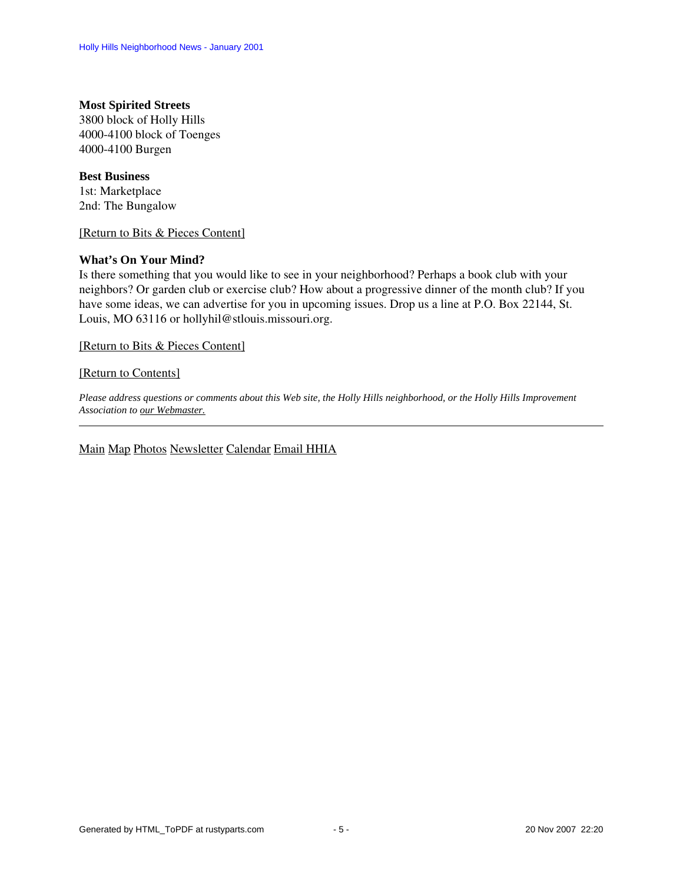**Most Spirited Streets**
3800 block of Holly Hills
4000-4100 block of Toenges
4000-4100 Burgen

**Best Business**
1st: Marketplace
2nd: The Bungalow

[Return to Bits & Pieces Content]

**What's On Your Mind?**
Is there something that you would like to see in your neighborhood? Perhaps a book club with your neighbors? Or garden club or exercise club? How about a progressive dinner of the month club? If you have some ideas, we can advertise for you in upcoming issues. Drop us a line at P.O. Box 22144, St. Louis, MO 63116 or hollyhil@stlouis.missouri.org.

[Return to Bits & Pieces Content]

[Return to Contents]

*Please address questions or comments about this Web site, the Holly Hills neighborhood, or the Holly Hills Improvement Association to our Webmaster.*

---

Main Map Photos Newsletter Calendar Email HHIA